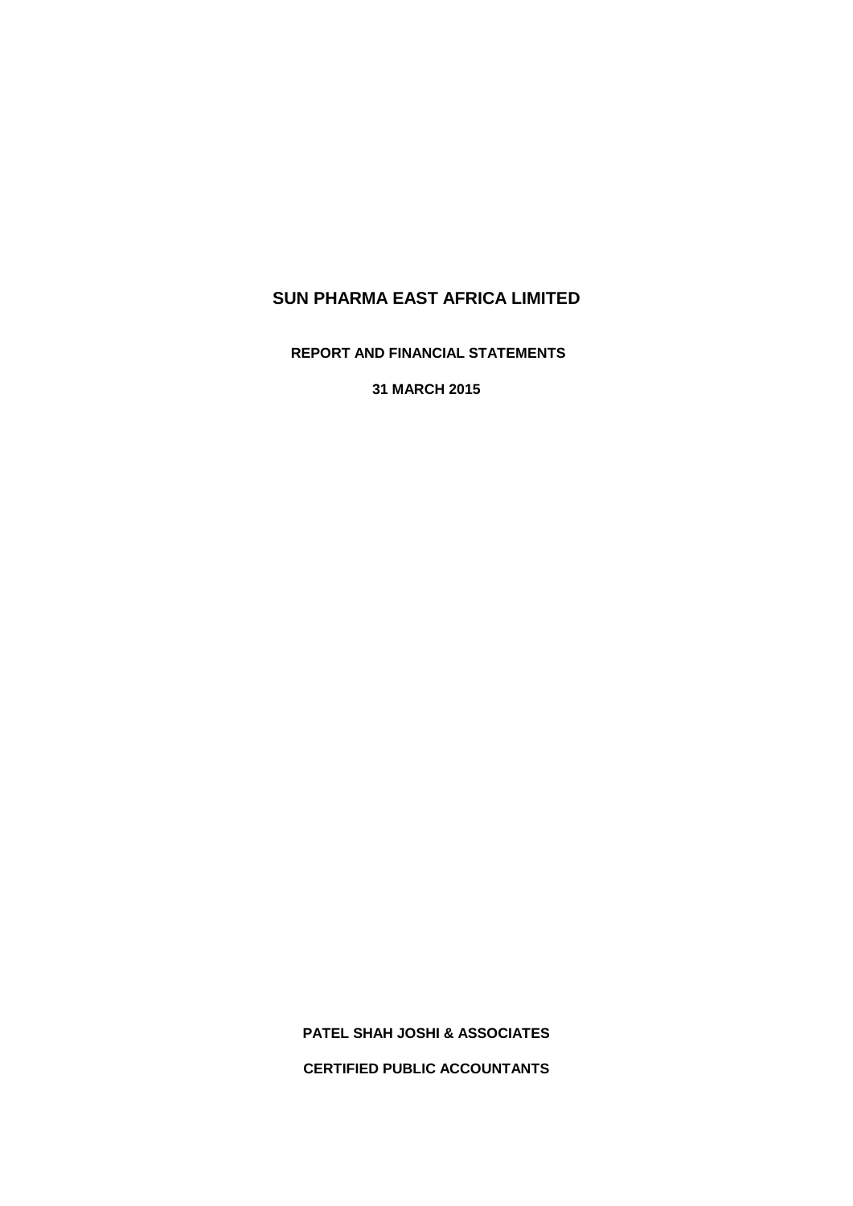# SUN PHARMA EAST AFRICA LIMITED

**REPORT AND FINANCIAL STATEMENTS**

**31 MARCH 2015**

**PATEL SHAH JOSHI & ASSOCIATES**

**CERTIFIED PUBLIC ACCOUNTANTS**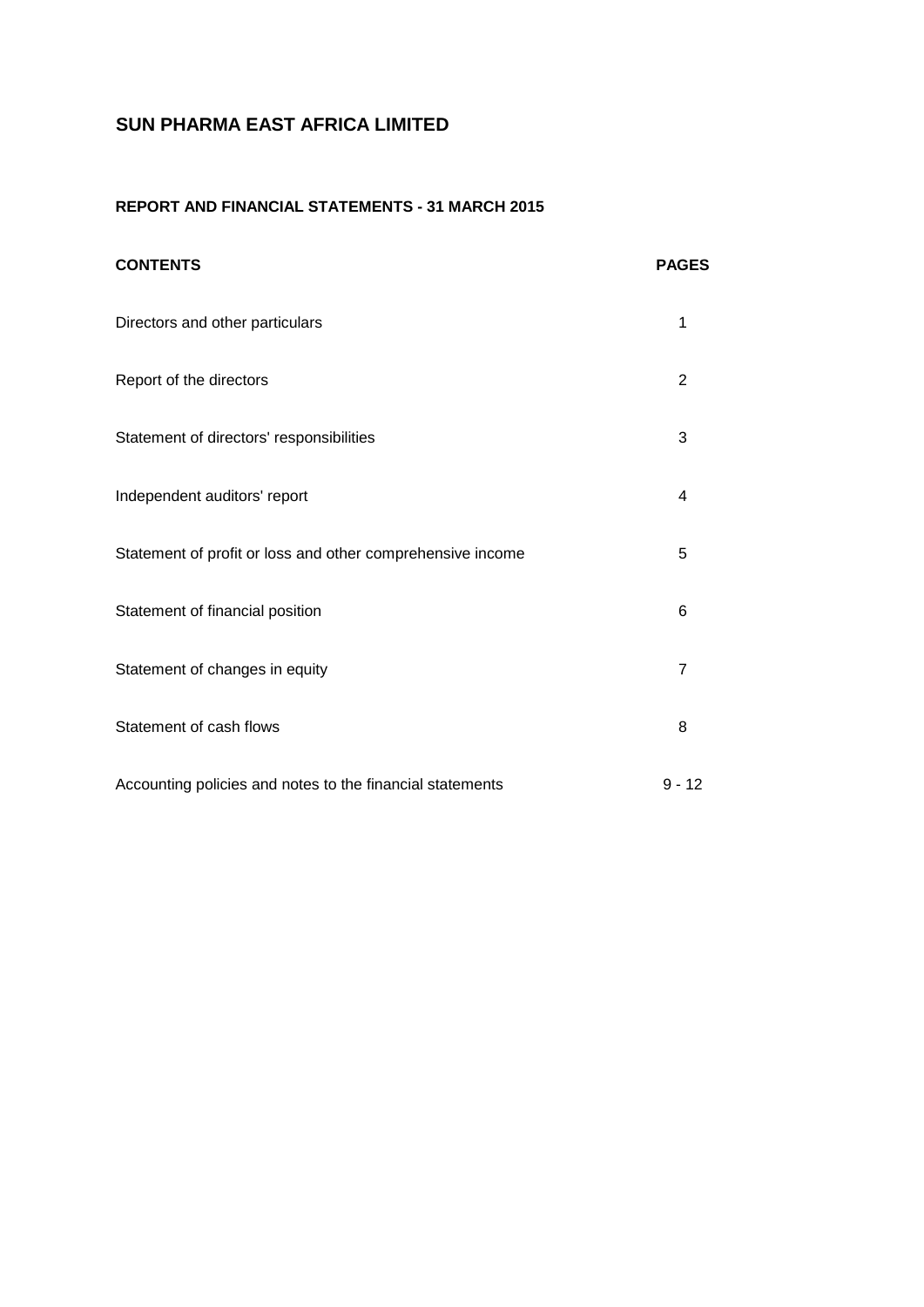# SUN PHARMA EAST AFRICA LIMITED

## REPORT AND FINANCIAL STATEMENTS - 31 MARCH 2015

| CONTENTS | PAGES |
|---|---|
| Directors and other particulars | 1 |
| Report of the directors | 2 |
| Statement of directors' responsibilities | 3 |
| Independent auditors' report | 4 |
| Statement of profit or loss and other comprehensive income | 5 |
| Statement of financial position | 6 |
| Statement of changes in equity | 7 |
| Statement of cash flows | 8 |
| Accounting policies and notes to the financial statements | 9 - 12 |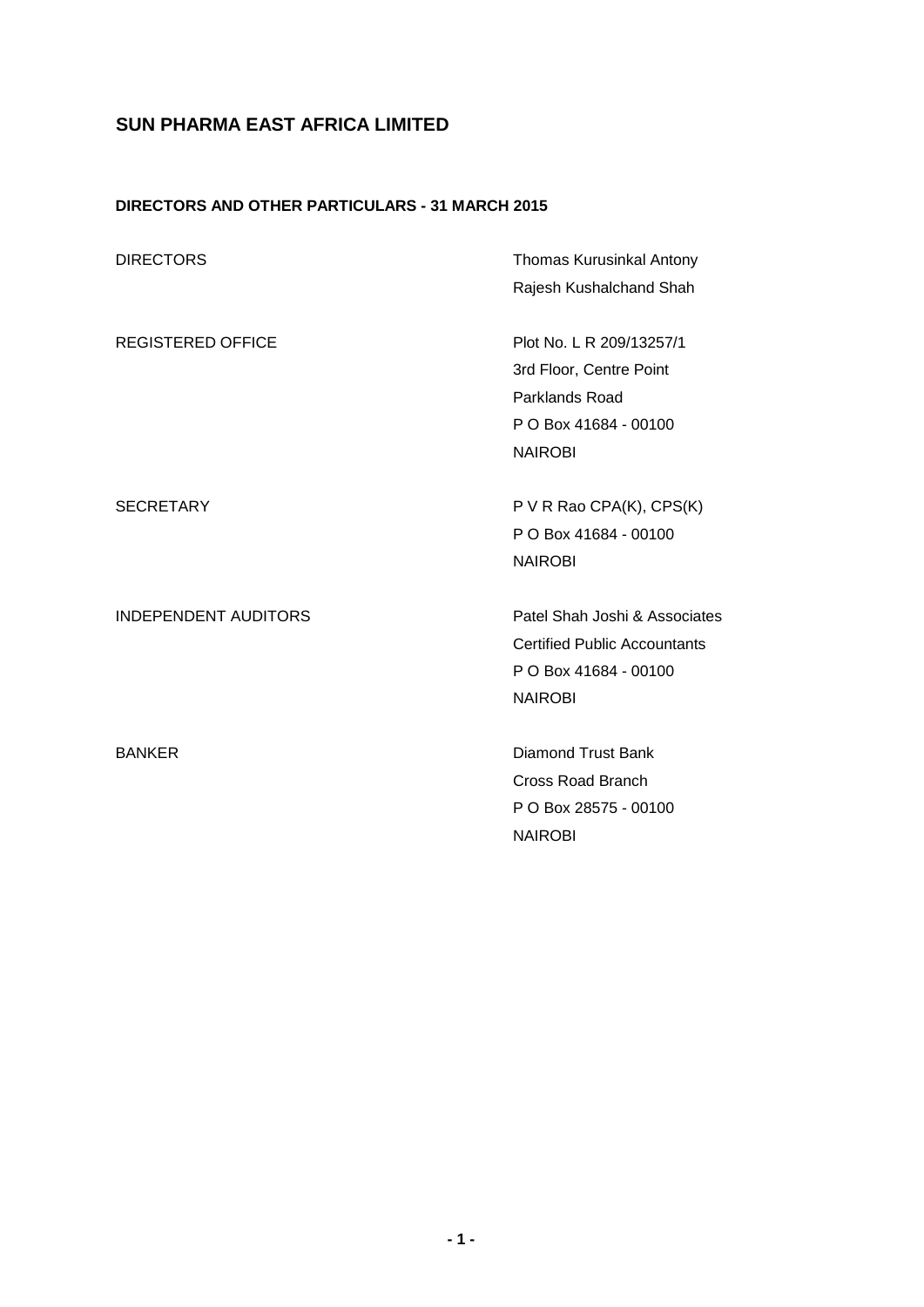# SUN PHARMA EAST AFRICA LIMITED

## DIRECTORS AND OTHER PARTICULARS - 31 MARCH 2015

| | |
|---|---|
| DIRECTORS | Thomas Kurusinkal Antony<br>Rajesh Kushalchand Shah |
| REGISTERED OFFICE | Plot No. L R 209/13257/1<br>3rd Floor, Centre Point<br>Parklands Road<br>P O Box 41684 - 00100<br>NAIROBI |
| SECRETARY | P V R Rao CPA(K), CPS(K)<br>P O Box 41684 - 00100<br>NAIROBI |
| INDEPENDENT AUDITORS | Patel Shah Joshi & Associates<br>Certified Public Accountants<br>P O Box 41684 - 00100<br>NAIROBI |
| BANKER | Diamond Trust Bank<br>Cross Road Branch<br>P O Box 28575 - 00100<br>NAIROBI |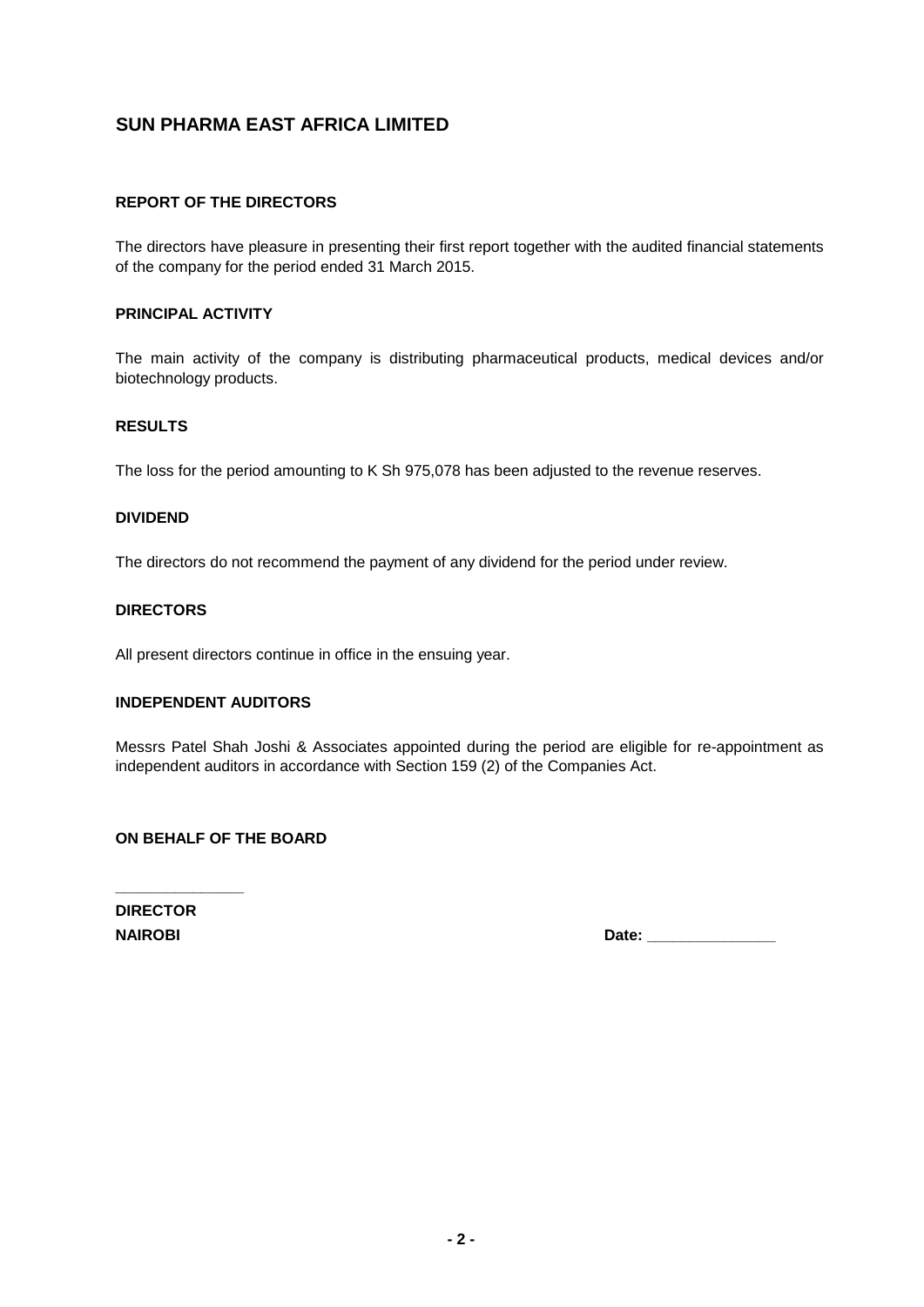# SUN PHARMA EAST AFRICA LIMITED

## REPORT OF THE DIRECTORS

The directors have pleasure in presenting their first report together with the audited financial statements of the company for the period ended 31 March 2015.

### PRINCIPAL ACTIVITY

The main activity of the company is distributing pharmaceutical products, medical devices and/or biotechnology products.

### RESULTS

The loss for the period amounting to K Sh 975,078 has been adjusted to the revenue reserves.

### DIVIDEND

The directors do not recommend the payment of any dividend for the period under review.

### DIRECTORS

All present directors continue in office in the ensuing year.

### INDEPENDENT AUDITORS

Messrs Patel Shah Joshi & Associates appointed during the period are eligible for re-appointment as independent auditors in accordance with Section 159 (2) of the Companies Act.

**ON BEHALF OF THE BOARD**

_______________

**DIRECTOR**

**NAIROBI** **Date: _______________**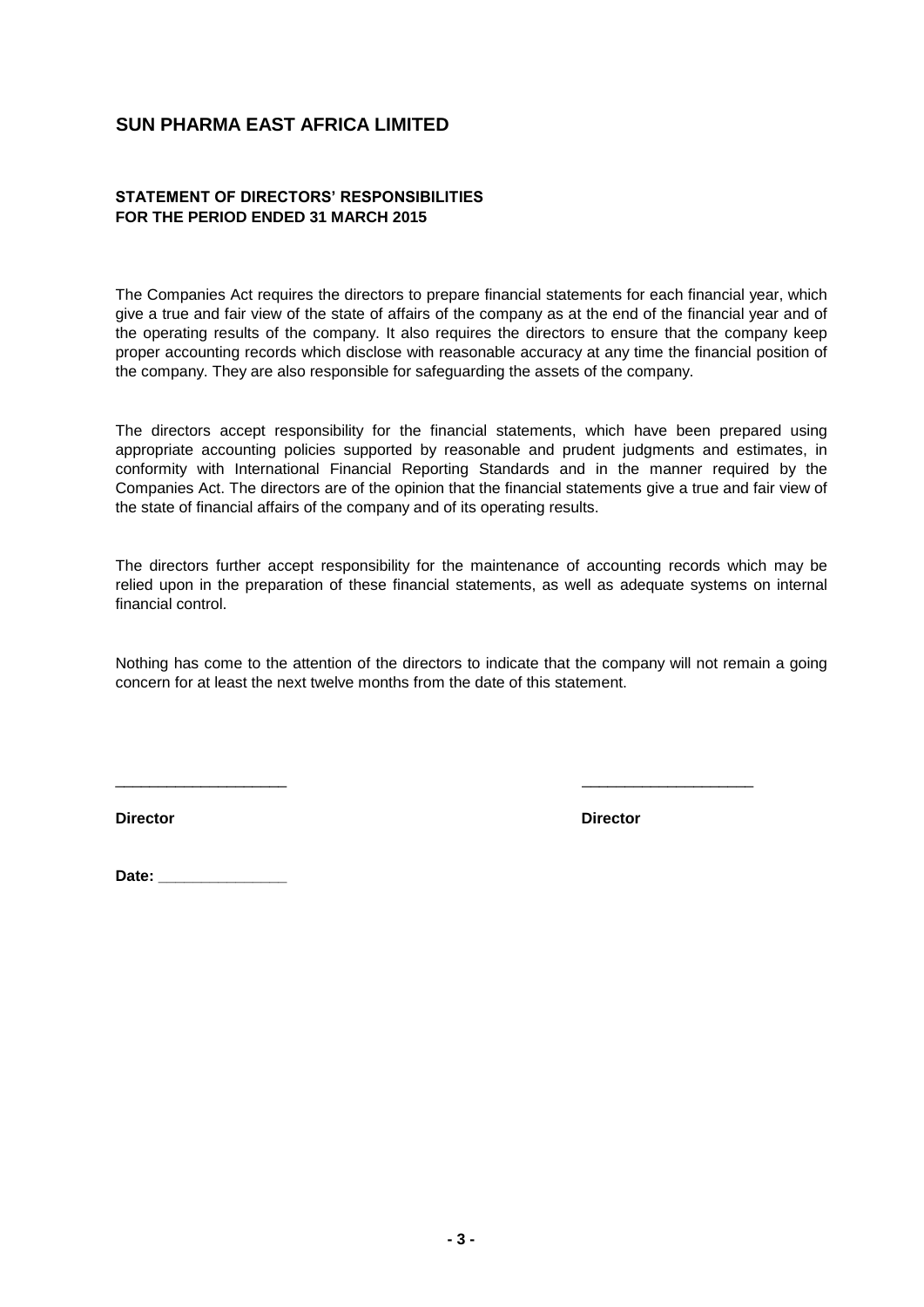## SUN PHARMA EAST AFRICA LIMITED

**STATEMENT OF DIRECTORS' RESPONSIBILITIES**
**FOR THE PERIOD ENDED 31 MARCH 2015**

The Companies Act requires the directors to prepare financial statements for each financial year, which give a true and fair view of the state of affairs of the company as at the end of the financial year and of the operating results of the company. It also requires the directors to ensure that the company keep proper accounting records which disclose with reasonable accuracy at any time the financial position of the company. They are also responsible for safeguarding the assets of the company.

The directors accept responsibility for the financial statements, which have been prepared using appropriate accounting policies supported by reasonable and prudent judgments and estimates, in conformity with International Financial Reporting Standards and in the manner required by the Companies Act. The directors are of the opinion that the financial statements give a true and fair view of the state of financial affairs of the company and of its operating results.

The directors further accept responsibility for the maintenance of accounting records which may be relied upon in the preparation of these financial statements, as well as adequate systems on internal financial control.

Nothing has come to the attention of the directors to indicate that the company will not remain a going concern for at least the next twelve months from the date of this statement.

____________________                                        ____________________

**Director**                                        **Director**

**Date: _______________**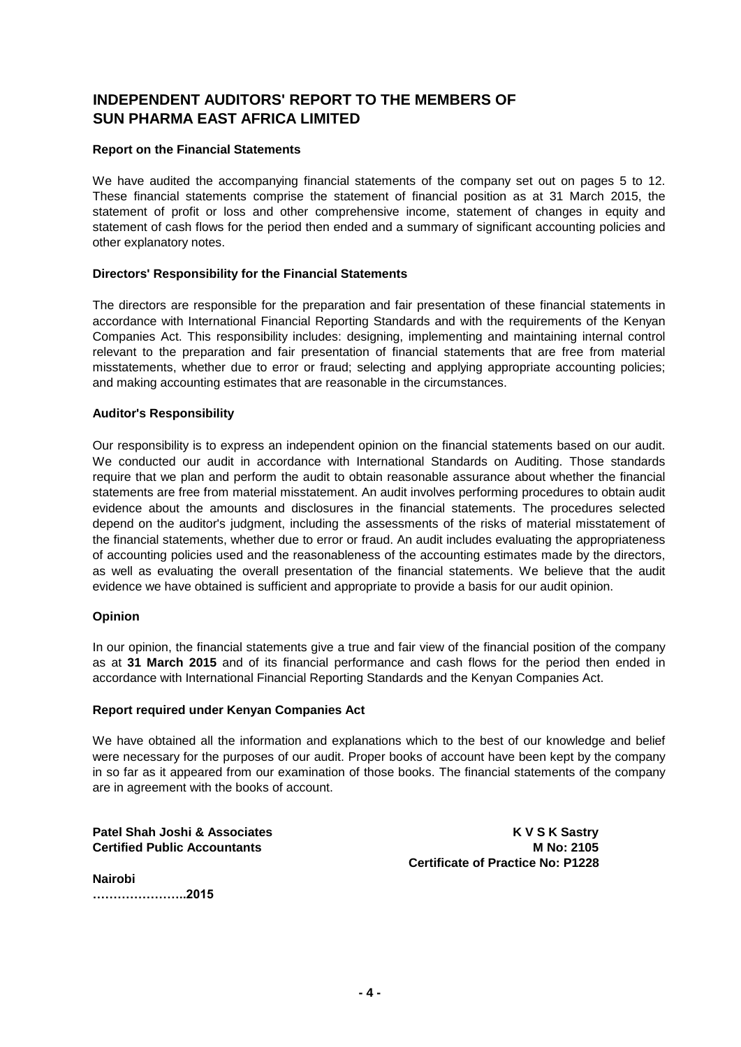# INDEPENDENT AUDITORS' REPORT TO THE MEMBERS OF SUN PHARMA EAST AFRICA LIMITED

### Report on the Financial Statements

We have audited the accompanying financial statements of the company set out on pages 5 to 12. These financial statements comprise the statement of financial position as at 31 March 2015, the statement of profit or loss and other comprehensive income, statement of changes in equity and statement of cash flows for the period then ended and a summary of significant accounting policies and other explanatory notes.

### Directors' Responsibility for the Financial Statements

The directors are responsible for the preparation and fair presentation of these financial statements in accordance with International Financial Reporting Standards and with the requirements of the Kenyan Companies Act. This responsibility includes: designing, implementing and maintaining internal control relevant to the preparation and fair presentation of financial statements that are free from material misstatements, whether due to error or fraud; selecting and applying appropriate accounting policies; and making accounting estimates that are reasonable in the circumstances.

### Auditor's Responsibility

Our responsibility is to express an independent opinion on the financial statements based on our audit. We conducted our audit in accordance with International Standards on Auditing. Those standards require that we plan and perform the audit to obtain reasonable assurance about whether the financial statements are free from material misstatement. An audit involves performing procedures to obtain audit evidence about the amounts and disclosures in the financial statements. The procedures selected depend on the auditor's judgment, including the assessments of the risks of material misstatement of the financial statements, whether due to error or fraud. An audit includes evaluating the appropriateness of accounting policies used and the reasonableness of the accounting estimates made by the directors, as well as evaluating the overall presentation of the financial statements. We believe that the audit evidence we have obtained is sufficient and appropriate to provide a basis for our audit opinion.

### Opinion

In our opinion, the financial statements give a true and fair view of the financial position of the company as at **31 March 2015** and of its financial performance and cash flows for the period then ended in accordance with International Financial Reporting Standards and the Kenyan Companies Act.

### Report required under Kenyan Companies Act

We have obtained all the information and explanations which to the best of our knowledge and belief were necessary for the purposes of our audit. Proper books of account have been kept by the company in so far as it appeared from our examination of those books. The financial statements of the company are in agreement with the books of account.

**Patel Shah Joshi & Associates**
**Certified Public Accountants**

**K V S K Sastry**
**M No: 2105**
**Certificate of Practice No: P1228**

**Nairobi**
**…………………..2015**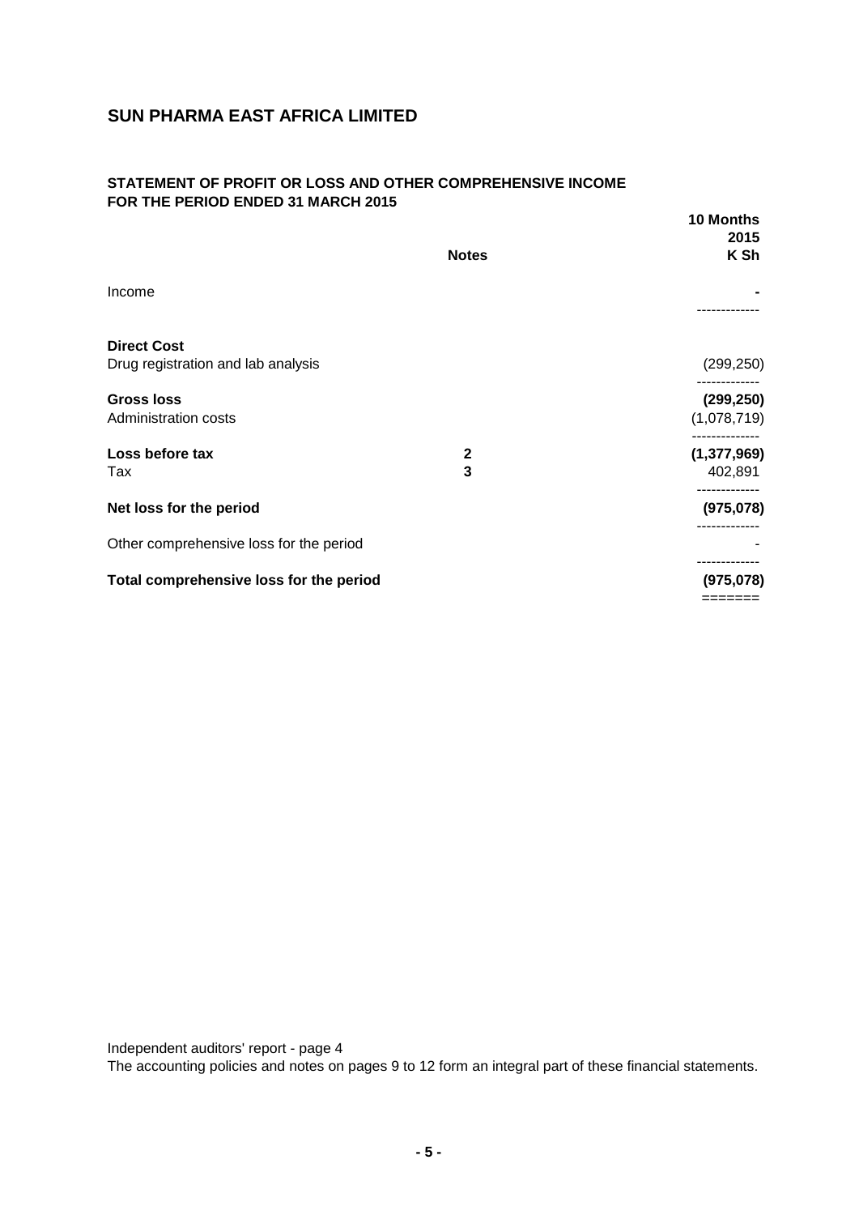# SUN PHARMA EAST AFRICA LIMITED

## STATEMENT OF PROFIT OR LOSS AND OTHER COMPREHENSIVE INCOME FOR THE PERIOD ENDED 31 MARCH 2015

| | Notes | 10 Months 2015 K Sh |
|---|---|---|
| Income | | **-** |
| **Direct Cost** | | |
| Drug registration and lab analysis | | (299,250) |
| **Gross loss** | | **(299,250)** |
| Administration costs | | (1,078,719) |
| **Loss before tax** | **2** | **(1,377,969)** |
| Tax | **3** | 402,891 |
| **Net loss for the period** | | **(975,078)** |
| Other comprehensive loss for the period | | - |
| **Total comprehensive loss for the period** | | **(975,078)** |

Independent auditors' report - page 4

The accounting policies and notes on pages 9 to 12 form an integral part of these financial statements.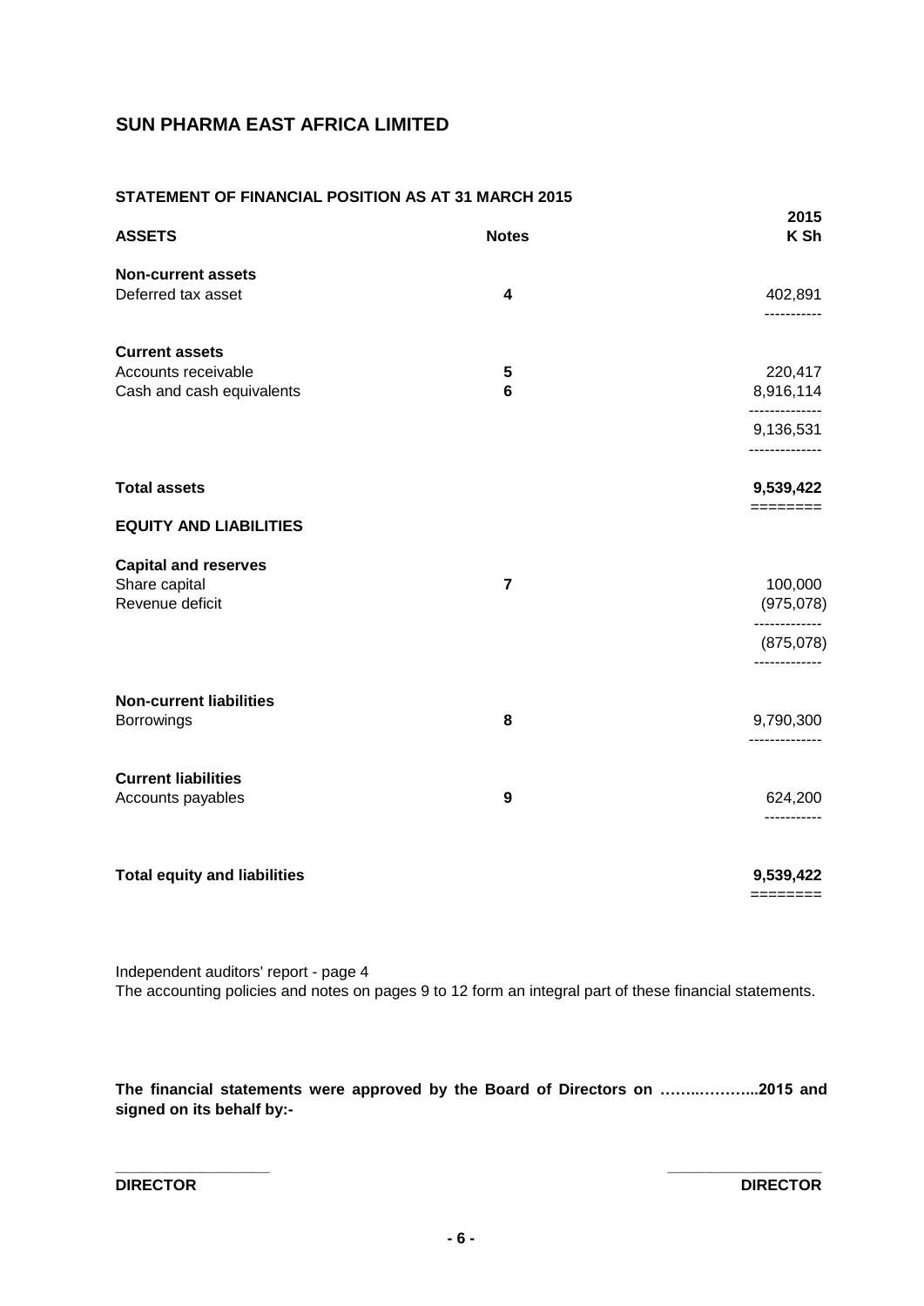## SUN PHARMA EAST AFRICA LIMITED

### STATEMENT OF FINANCIAL POSITION AS AT 31 MARCH 2015

| **ASSETS** | **Notes** | **2015 K Sh** |
|---|---|---|
| **Non-current assets** | | |
| Deferred tax asset | **4** | 402,891 |
| **Current assets** | | |
| Accounts receivable | **5** | 220,417 |
| Cash and cash equivalents | **6** | 8,916,114 |
| | | 9,136,531 |
| **Total assets** | | **9,539,422** |
| **EQUITY AND LIABILITIES** | | |
| **Capital and reserves** | | |
| Share capital | **7** | 100,000 |
| Revenue deficit | | (975,078) |
| | | (875,078) |
| **Non-current liabilities** | | |
| Borrowings | **8** | 9,790,300 |
| **Current liabilities** | | |
| Accounts payables | **9** | 624,200 |
| **Total equity and liabilities** | | **9,539,422** |

Independent auditors' report - page 4
The accounting policies and notes on pages 9 to 12 form an integral part of these financial statements.

**The financial statements were approved by the Board of Directors on ……..………...2015 and signed on its behalf by:-**

**DIRECTOR** **DIRECTOR**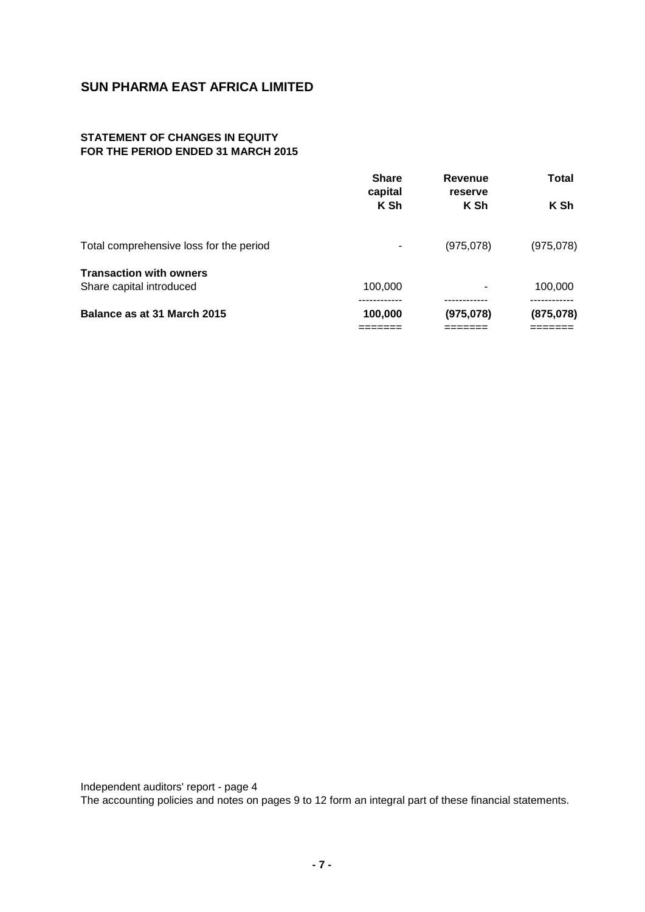## SUN PHARMA EAST AFRICA LIMITED

### STATEMENT OF CHANGES IN EQUITY
### FOR THE PERIOD ENDED 31 MARCH 2015

| | Share capital K Sh | Revenue reserve K Sh | Total K Sh |
|---|---|---|---|
| Total comprehensive loss for the period | - | (975,078) | (975,078) |
| **Transaction with owners** | | | |
| Share capital introduced | 100,000 | - | 100,000 |
| **Balance as at 31 March 2015** | **100,000** | **(975,078)** | **(875,078)** |

Independent auditors' report - page 4
The accounting policies and notes on pages 9 to 12 form an integral part of these financial statements.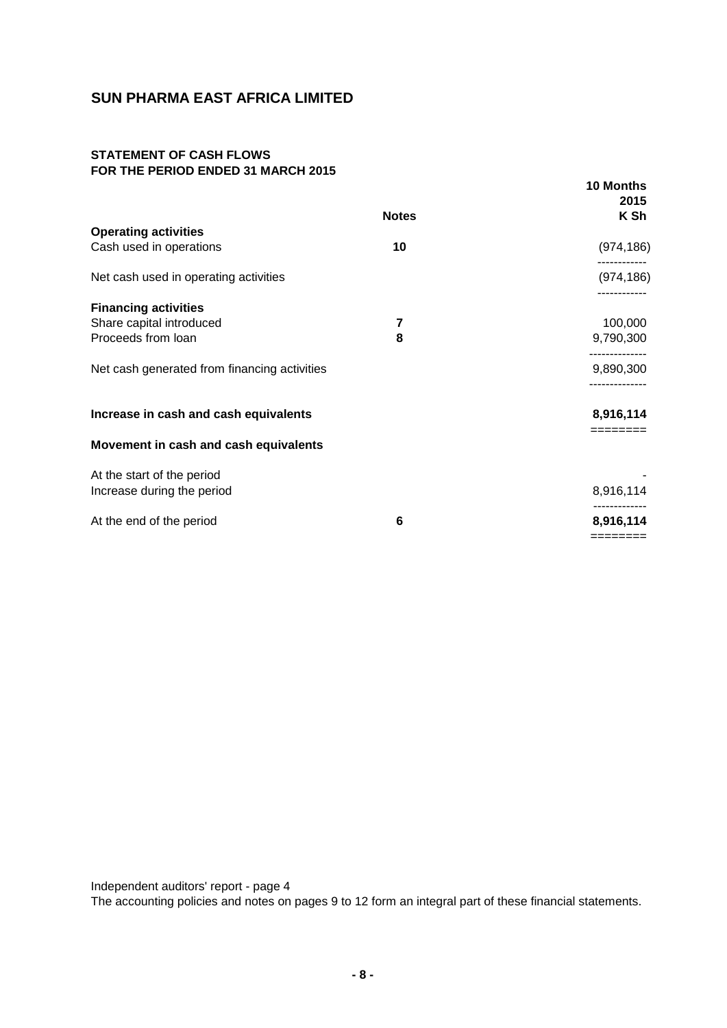# SUN PHARMA EAST AFRICA LIMITED

## STATEMENT OF CASH FLOWS
## FOR THE PERIOD ENDED 31 MARCH 2015

| | Notes | 10 Months 2015 K Sh |
|---|---|---|
| **Operating activities** | | |
| Cash used in operations | 10 | (974,186) |
| Net cash used in operating activities | | (974,186) |
| **Financing activities** | | |
| Share capital introduced | 7 | 100,000 |
| Proceeds from loan | 8 | 9,790,300 |
| Net cash generated from financing activities | | 9,890,300 |
| **Increase in cash and cash equivalents** | | **8,916,114** |
| **Movement in cash and cash equivalents** | | |
| At the start of the period | | - |
| Increase during the period | | 8,916,114 |
| At the end of the period | 6 | **8,916,114** |

Independent auditors' report - page 4
The accounting policies and notes on pages 9 to 12 form an integral part of these financial statements.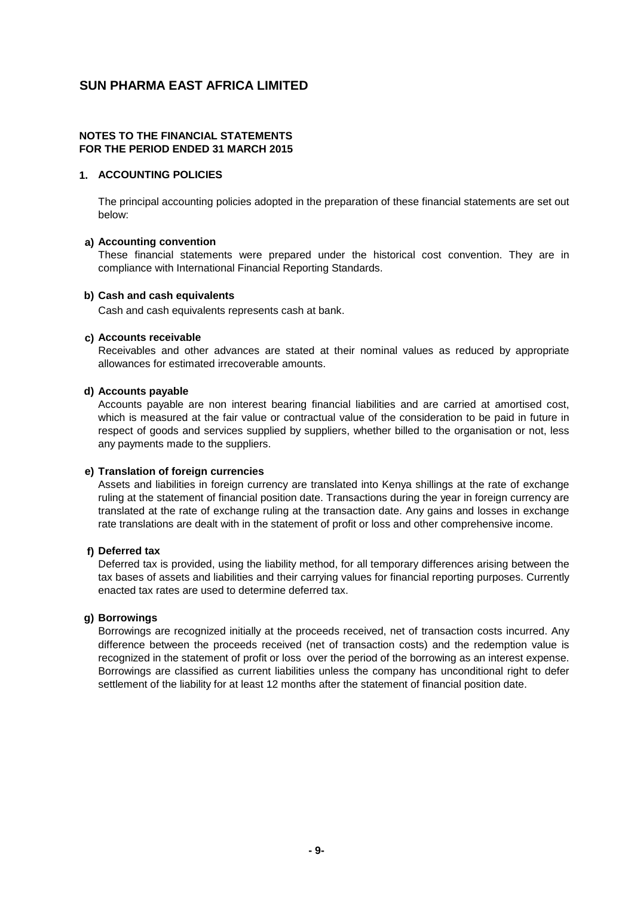# SUN PHARMA EAST AFRICA LIMITED

**NOTES TO THE FINANCIAL STATEMENTS**
**FOR THE PERIOD ENDED 31 MARCH 2015**

## 1. ACCOUNTING POLICIES

The principal accounting policies adopted in the preparation of these financial statements are set out below:

**a) Accounting convention**

These financial statements were prepared under the historical cost convention. They are in compliance with International Financial Reporting Standards.

**b) Cash and cash equivalents**

Cash and cash equivalents represents cash at bank.

**c) Accounts receivable**

Receivables and other advances are stated at their nominal values as reduced by appropriate allowances for estimated irrecoverable amounts.

**d) Accounts payable**

Accounts payable are non interest bearing financial liabilities and are carried at amortised cost, which is measured at the fair value or contractual value of the consideration to be paid in future in respect of goods and services supplied by suppliers, whether billed to the organisation or not, less any payments made to the suppliers.

**e) Translation of foreign currencies**

Assets and liabilities in foreign currency are translated into Kenya shillings at the rate of exchange ruling at the statement of financial position date. Transactions during the year in foreign currency are translated at the rate of exchange ruling at the transaction date. Any gains and losses in exchange rate translations are dealt with in the statement of profit or loss and other comprehensive income.

**f) Deferred tax**

Deferred tax is provided, using the liability method, for all temporary differences arising between the tax bases of assets and liabilities and their carrying values for financial reporting purposes. Currently enacted tax rates are used to determine deferred tax.

**g) Borrowings**

Borrowings are recognized initially at the proceeds received, net of transaction costs incurred. Any difference between the proceeds received (net of transaction costs) and the redemption value is recognized in the statement of profit or loss over the period of the borrowing as an interest expense. Borrowings are classified as current liabilities unless the company has unconditional right to defer settlement of the liability for at least 12 months after the statement of financial position date.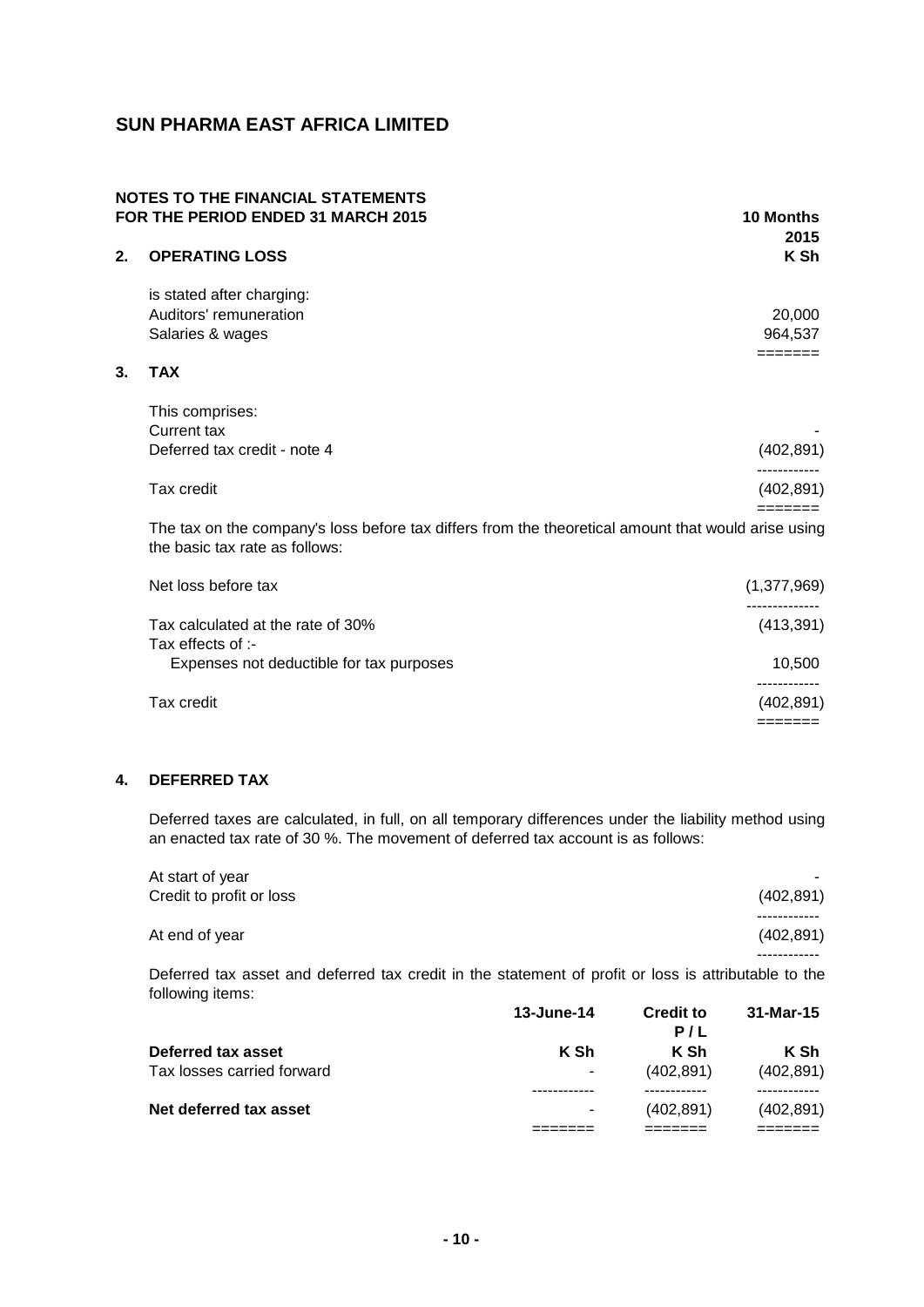# SUN PHARMA EAST AFRICA LIMITED

## NOTES TO THE FINANCIAL STATEMENTS FOR THE PERIOD ENDED 31 MARCH 2015

### 2. OPERATING LOSS

| | 10 Months 2015 K Sh |
|---|---|
| is stated after charging: | |
| Auditors' remuneration | 20,000 |
| Salaries & wages | 964,537 |

### 3. TAX

| | 10 Months 2015 K Sh |
|---|---|
| This comprises: | |
| Current tax | - |
| Deferred tax credit - note 4 | (402,891) |
| Tax credit | (402,891) |

The tax on the company's loss before tax differs from the theoretical amount that would arise using the basic tax rate as follows:

| | K Sh |
|---|---|
| Net loss before tax | (1,377,969) |
| Tax calculated at the rate of 30% | (413,391) |
| Tax effects of :- | |
| Expenses not deductible for tax purposes | 10,500 |
| Tax credit | (402,891) |

### 4. DEFERRED TAX

Deferred taxes are calculated, in full, on all temporary differences under the liability method using an enacted tax rate of 30 %. The movement of deferred tax account is as follows:

| | K Sh |
|---|---|
| At start of year | - |
| Credit to profit or loss | (402,891) |
| At end of year | (402,891) |

Deferred tax asset and deferred tax credit in the statement of profit or loss is attributable to the following items:

| | 13-June-14 | Credit to P / L | 31-Mar-15 |
|---|---|---|---|
| **Deferred tax asset** | **K Sh** | **K Sh** | **K Sh** |
| Tax losses carried forward | - | (402,891) | (402,891) |
| **Net deferred tax asset** | - | (402,891) | (402,891) |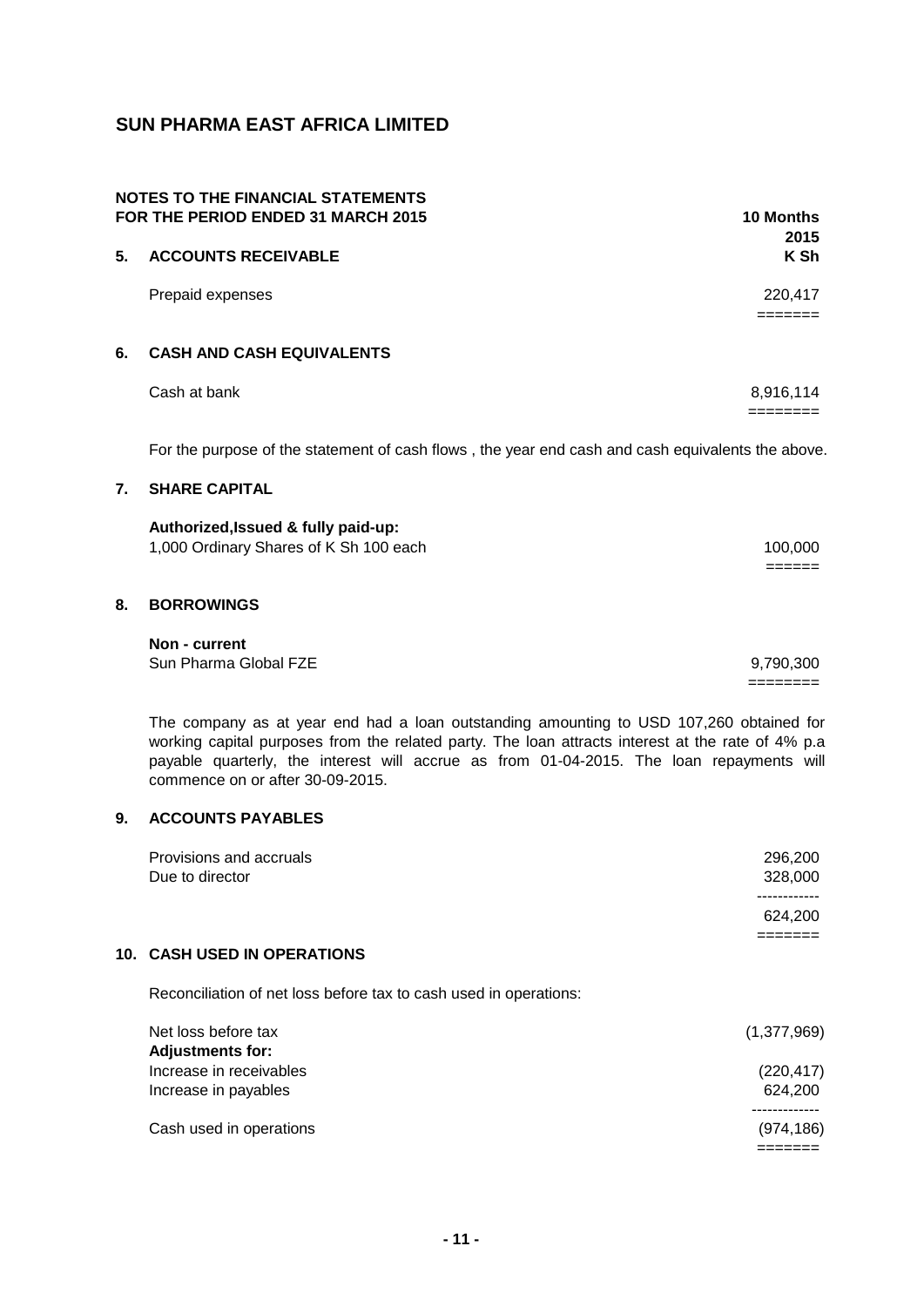# SUN PHARMA EAST AFRICA LIMITED

## NOTES TO THE FINANCIAL STATEMENTS FOR THE PERIOD ENDED 31 MARCH 2015

| | 10 Months 2015 K Sh |
|---|---|
| **5. ACCOUNTS RECEIVABLE** | |
| Prepaid expenses | 220,417 |

### 6. CASH AND CASH EQUIVALENTS

| | |
|---|---|
| Cash at bank | 8,916,114 |

For the purpose of the statement of cash flows , the year end cash and cash equivalents the above.

### 7. SHARE CAPITAL

| | |
|---|---|
| **Authorized,Issued & fully paid-up:** | |
| 1,000 Ordinary Shares of K Sh 100 each | 100,000 |

### 8. BORROWINGS

| | |
|---|---|
| **Non - current** | |
| Sun Pharma Global FZE | 9,790,300 |

The company as at year end had a loan outstanding amounting to USD 107,260 obtained for working capital purposes from the related party. The loan attracts interest at the rate of 4% p.a payable quarterly, the interest will accrue as from 01-04-2015. The loan repayments will commence on or after 30-09-2015.

### 9. ACCOUNTS PAYABLES

| | |
|---|---|
| Provisions and accruals | 296,200 |
| Due to director | 328,000 |
| | 624,200 |

### 10. CASH USED IN OPERATIONS

Reconciliation of net loss before tax to cash used in operations:

| | |
|---|---|
| Net loss before tax | (1,377,969) |
| **Adjustments for:** | |
| Increase in receivables | (220,417) |
| Increase in payables | 624,200 |
| Cash used in operations | (974,186) |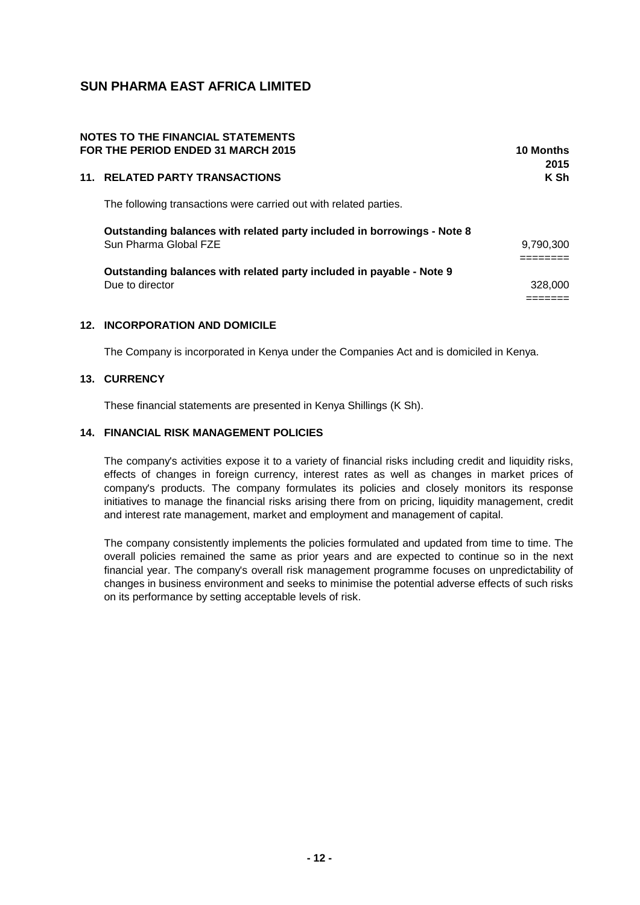# SUN PHARMA EAST AFRICA LIMITED

## NOTES TO THE FINANCIAL STATEMENTS
## FOR THE PERIOD ENDED 31 MARCH 2015

### 11. RELATED PARTY TRANSACTIONS

The following transactions were carried out with related parties.

| | 10 Months 2015 K Sh |
|---|---|
| **Outstanding balances with related party included in borrowings - Note 8** | |
| Sun Pharma Global FZE | 9,790,300 |
| **Outstanding balances with related party included in payable - Note 9** | |
| Due to director | 328,000 |

### 12. INCORPORATION AND DOMICILE

The Company is incorporated in Kenya under the Companies Act and is domiciled in Kenya.

### 13. CURRENCY

These financial statements are presented in Kenya Shillings (K Sh).

### 14. FINANCIAL RISK MANAGEMENT POLICIES

The company's activities expose it to a variety of financial risks including credit and liquidity risks, effects of changes in foreign currency, interest rates as well as changes in market prices of company's products. The company formulates its policies and closely monitors its response initiatives to manage the financial risks arising there from on pricing, liquidity management, credit and interest rate management, market and employment and management of capital.

The company consistently implements the policies formulated and updated from time to time. The overall policies remained the same as prior years and are expected to continue so in the next financial year. The company's overall risk management programme focuses on unpredictability of changes in business environment and seeks to minimise the potential adverse effects of such risks on its performance by setting acceptable levels of risk.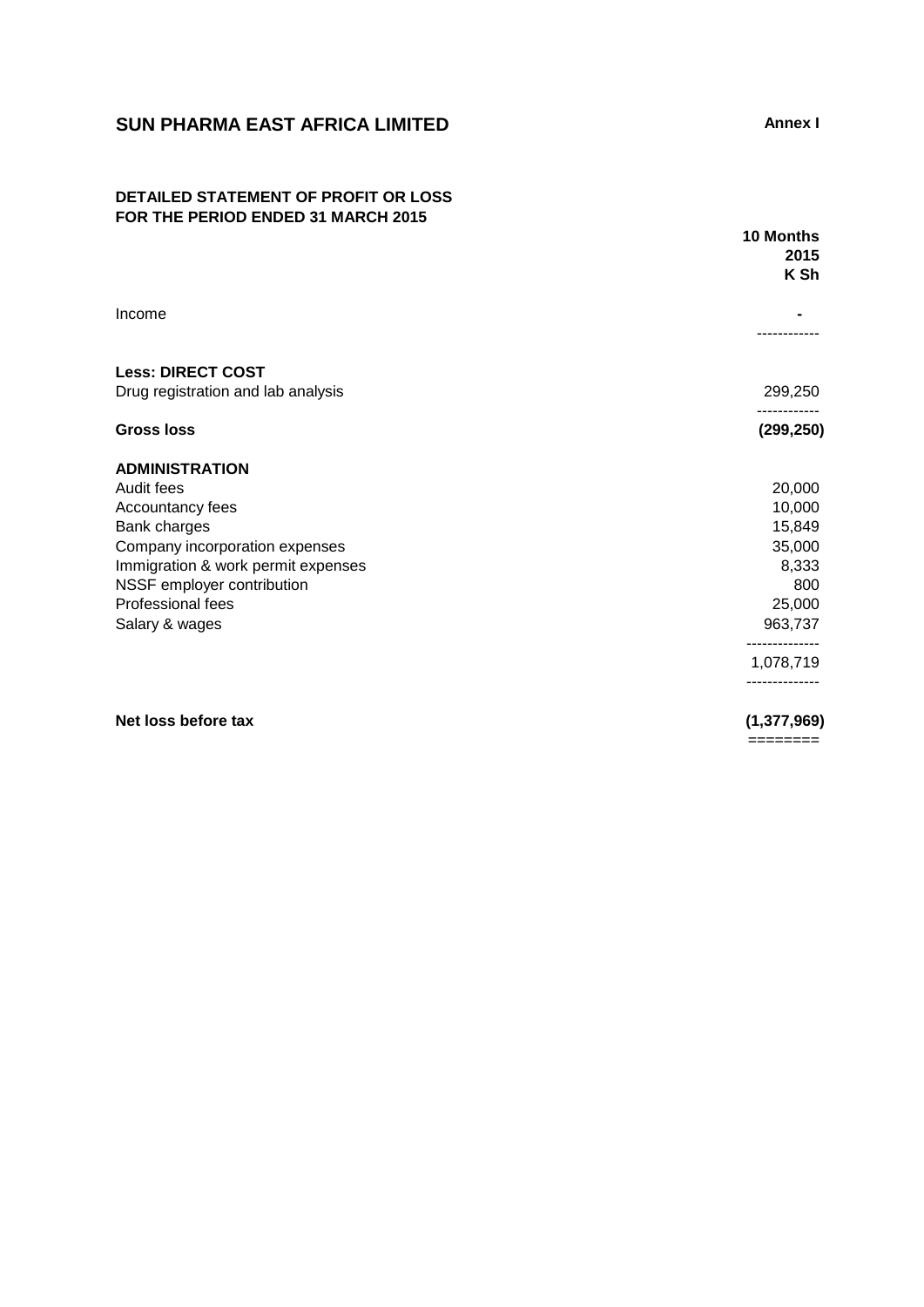# SUN PHARMA EAST AFRICA LIMITED

**Annex I**

## DETAILED STATEMENT OF PROFIT OR LOSS
## FOR THE PERIOD ENDED 31 MARCH 2015

| | 10 Months 2015 K Sh |
|---|---|
| Income | - |
| **Less: DIRECT COST** | |
| Drug registration and lab analysis | 299,250 |
| **Gross loss** | **(299,250)** |
| **ADMINISTRATION** | |
| Audit fees | 20,000 |
| Accountancy fees | 10,000 |
| Bank charges | 15,849 |
| Company incorporation expenses | 35,000 |
| Immigration & work permit expenses | 8,333 |
| NSSF employer contribution | 800 |
| Professional fees | 25,000 |
| Salary & wages | 963,737 |
| | 1,078,719 |
| **Net loss before tax** | **(1,377,969)** |